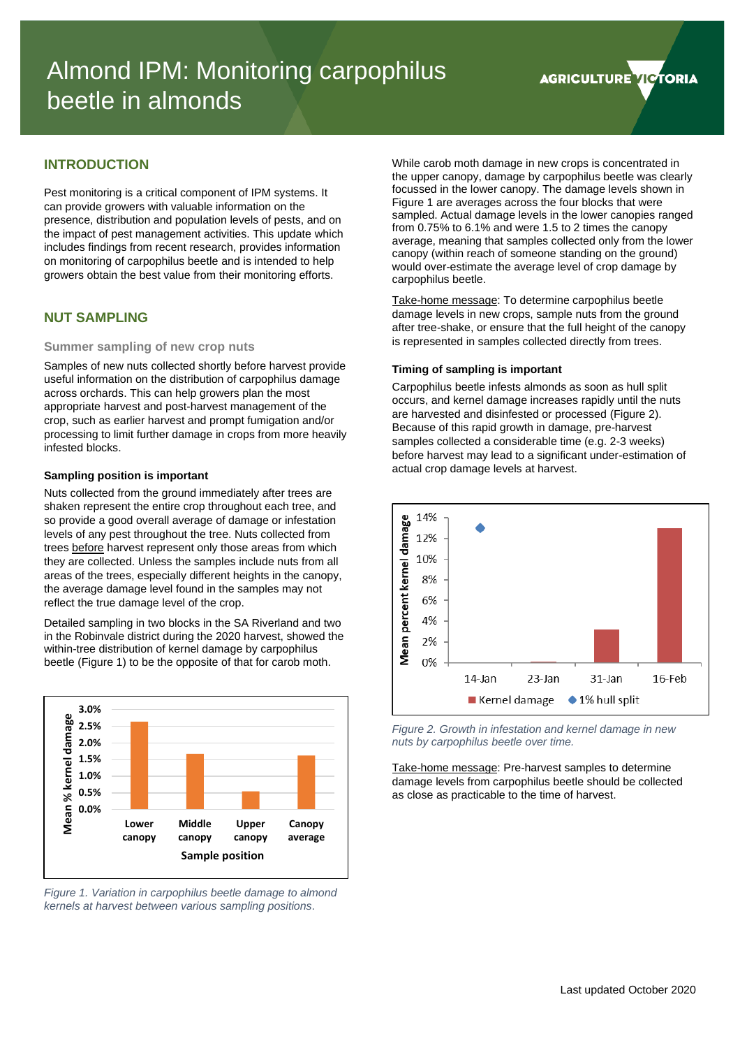# Almond IPM: Monitoring carpophilus beetle in almonds

## INTRODUCTION

Pest monitoring is a critical component of IPM systems. It can provide growers with valuable information on the presence, distribution and population levels of pests, and on the impact of pest management activities. This update which includes findings from recent research, provides information on monitoring of carpophilus beetle and is intended to help growers obtain the best value from their monitoring efforts.

## NUT SAMPLING

### Summer sampling of new crop nuts

Samples of new nuts collected shortly before harvest provide useful information on the distribution of carpophilus damage across orchards. This can help growers plan the most appropriate harvest and post-harvest management of the crop, such as earlier harvest and prompt fumigation and/or processing to limit further damage in crops from more heavily infested blocks.

#### Sampling position is important

Nuts collected from the ground immediately after trees are shaken represent the entire crop throughout each tree, and so provide a good overall average of damage or infestation levels of any pest throughout the tree. Nuts collected from trees before harvest represent only those areas from which they are collected. Unless the samples include nuts from all areas of the trees, especially different heights in the canopy, the average damage level found in the samples may not reflect the true damage level of the crop.

Detailed sampling in two blocks in the SA Riverland and two in the Robinvale district during the 2020 harvest, showed the within-tree distribution of kernel damage by carpophilus beetle (Figure 1) to be the opposite of that for carob moth.

*Figure 1. Variation in carpophilus beetle damage to almond kernels at harvest between various sampling positions.*

While carob moth damage in new crops is concentrated in the upper canopy, damage by carpophilus beetle was clearly focussed in the lower canopy. The damage levels shown in Figure 1 are averages across the four blocks that were sampled. Actual damage levels in the lower canopies ranged from 0.75% to 6.1% and were 1.5 to 2 times the canopy average, meaning that samples collected only from the lower canopy (within reach of someone standing on the ground) would over-estimate the average level of crop damage by carpophilus beetle.

Take-home message: To determine carpophilus beetle damage levels in new crops, sample nuts from the ground after tree-shake, or ensure that the full height of the canopy is represented in samples collected directly from trees.

#### Timing of sampling is important

Carpophilus beetle infests almonds as soon as hull split occurs, and kernel damage increases rapidly until the nuts are harvested and disinfested or processed (Figure 2). Because of this rapid growth in damage, pre-harvest samples collected a considerable time (e.g. 2-3 weeks) before harvest may lead to a significant under-estimation of actual crop damage levels at harvest.

*Figure 2. Growth in infestation and kernel damage in new nuts by carpophilus beetle over time.*

Take-home message: Pre-harvest samples to determine damage levels from carpophilus beetle should be collected as close as practicable to the time of harvest.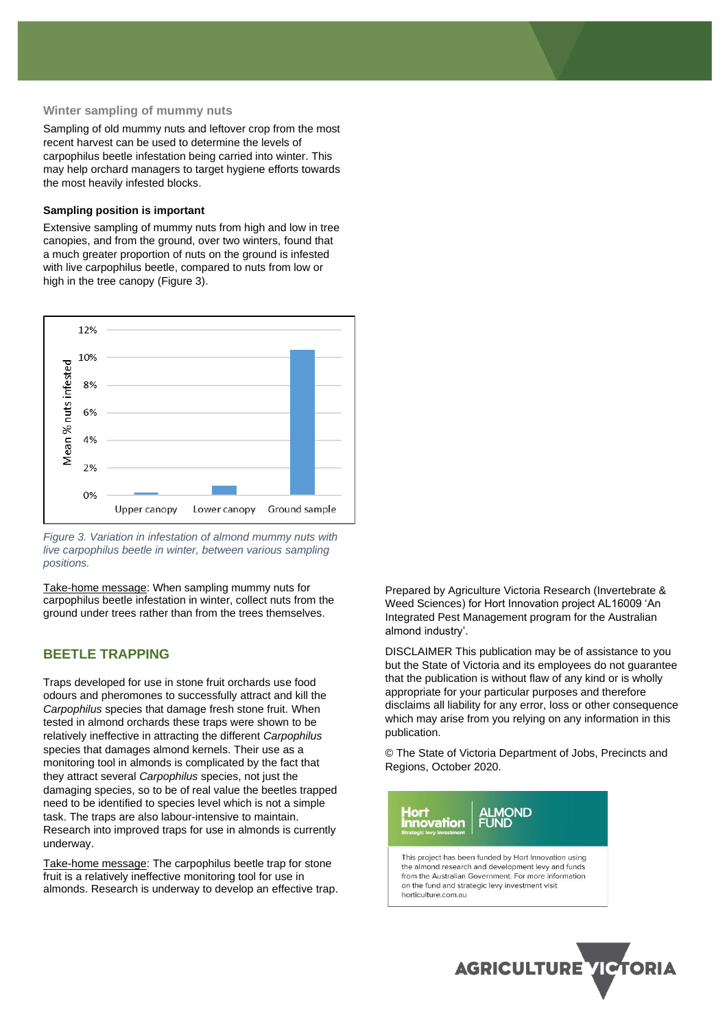### Winter sampling of mummy nuts

Sampling of old mummy nuts and leftover crop from the most recent harvest can be used to determine the levels of carpophilus beetle infestation being carried into winter. This may help orchard managers to target hygiene efforts towards the most heavily infested blocks.

**Sampling position is important**

Extensive sampling of mummy nuts from high and low in tree canopies, and from the ground, over two winters, found that a much greater proportion of nuts on the ground is infested with live carpophilus beetle, compared to nuts from low or high in the tree canopy (Figure 3).

Mean % nuts infested

12%
10%
8%
6%
4%
2%
0%

Upper canopy
Lower canopy
Ground sample

*Figure 3. Variation in infestation of almond mummy nuts with live carpophilus beetle in winter, between various sampling positions.*

<u>Take-home message</u>: When sampling mummy nuts for carpophilus beetle infestation in winter, collect nuts from the ground under trees rather than from the trees themselves.

## BEETLE TRAPPING

Traps developed for use in stone fruit orchards use food odours and pheromones to successfully attract and kill the *Carpophilus* species that damage fresh stone fruit. When tested in almond orchards these traps were shown to be relatively ineffective in attracting the different *Carpophilus* species that damages almond kernels. Their use as a monitoring tool in almonds is complicated by the fact that they attract several *Carpophilus* species, not just the damaging species, so to be of real value the beetles trapped need to be identified to species level which is not a simple task. The traps are also labour-intensive to maintain. Research into improved traps for use in almonds is currently underway.

<u>Take-home message</u>: The carpophilus beetle trap for stone fruit is a relatively ineffective monitoring tool for use in almonds. Research is underway to develop an effective trap.

Prepared by Agriculture Victoria Research (Invertebrate & Weed Sciences) for Hort Innovation project AL16009 'An Integrated Pest Management program for the Australian almond industry'.

DISCLAIMER This publication may be of assistance to you but the State of Victoria and its employees do not guarantee that the publication is without flaw of any kind or is wholly appropriate for your particular purposes and therefore disclaims all liability for any error, loss or other consequence which may arise from you relying on any information in this publication.

© The State of Victoria Department of Jobs, Precincts and Regions, October 2020.

Hort Innovation Strategic levy investment | ALMOND FUND

This project has been funded by Hort Innovation using the almond research and development levy and funds from the Australian Government. For more information on the fund and strategic levy investment visit horticulture.com.au

AGRICULTURE VICTORIA